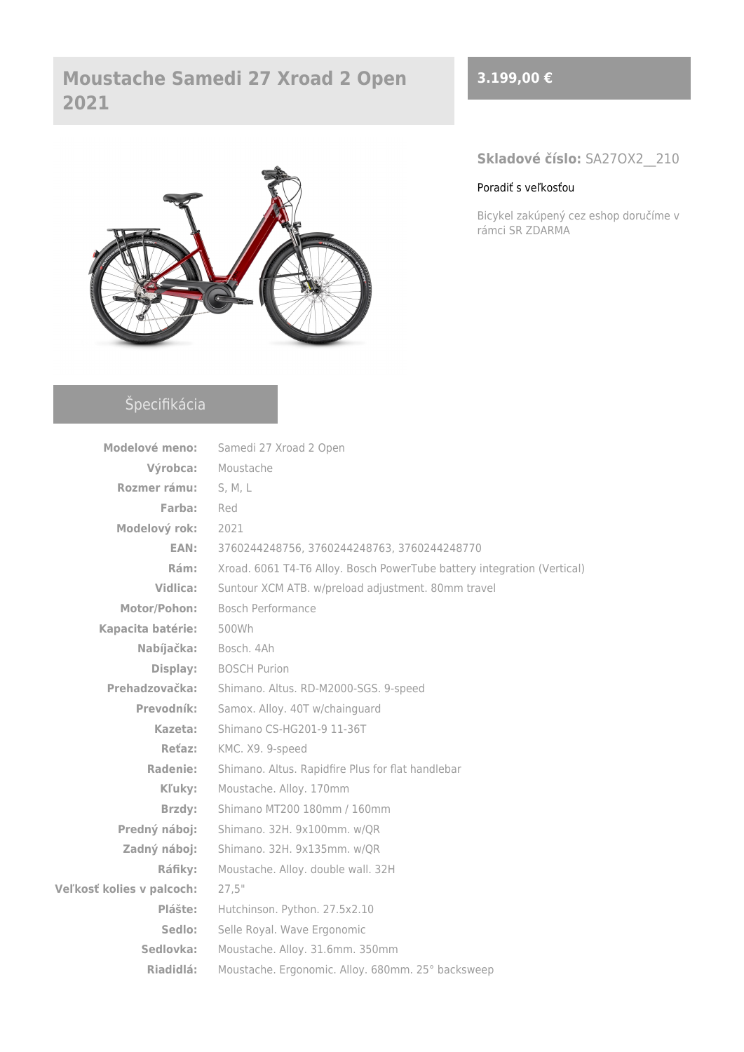# Moustache Samedi 27 Xroad 2 Open 2021

**3.199,00 €**

**Skladové číslo:** SA27OX2__210

Poradiť s veľkosťou

Bicykel zakúpený cez eshop doručíme v rámci SR ZDARMA

## Špecifikácia

| | |
|---|---|
| **Modelové meno:** | Samedi 27 Xroad 2 Open |
| **Výrobca:** | Moustache |
| **Rozmer rámu:** | S, M, L |
| **Farba:** | Red |
| **Modelový rok:** | 2021 |
| **EAN:** | 3760244248756, 3760244248763, 3760244248770 |
| **Rám:** | Xroad. 6061 T4-T6 Alloy. Bosch PowerTube battery integration (Vertical) |
| **Vidlica:** | Suntour XCM ATB. w/preload adjustment. 80mm travel |
| **Motor/Pohon:** | Bosch Performance |
| **Kapacita batérie:** | 500Wh |
| **Nabíjačka:** | Bosch. 4Ah |
| **Display:** | BOSCH Purion |
| **Prehadzovačka:** | Shimano. Altus. RD-M2000-SGS. 9-speed |
| **Prevodník:** | Samox. Alloy. 40T w/chainguard |
| **Kazeta:** | Shimano CS-HG201-9 11-36T |
| **Reťaz:** | KMC. X9. 9-speed |
| **Radenie:** | Shimano. Altus. Rapidfire Plus for flat handlebar |
| **Kľuky:** | Moustache. Alloy. 170mm |
| **Brzdy:** | Shimano MT200 180mm / 160mm |
| **Predný náboj:** | Shimano. 32H. 9x100mm. w/QR |
| **Zadný náboj:** | Shimano. 32H. 9x135mm. w/QR |
| **Ráfiky:** | Moustache. Alloy. double wall. 32H |
| **Veľkosť kolies v palcoch:** | 27,5" |
| **Plášte:** | Hutchinson. Python. 27.5x2.10 |
| **Sedlo:** | Selle Royal. Wave Ergonomic |
| **Sedlovka:** | Moustache. Alloy. 31.6mm. 350mm |
| **Riadidlá:** | Moustache. Ergonomic. Alloy. 680mm. 25° backsweep |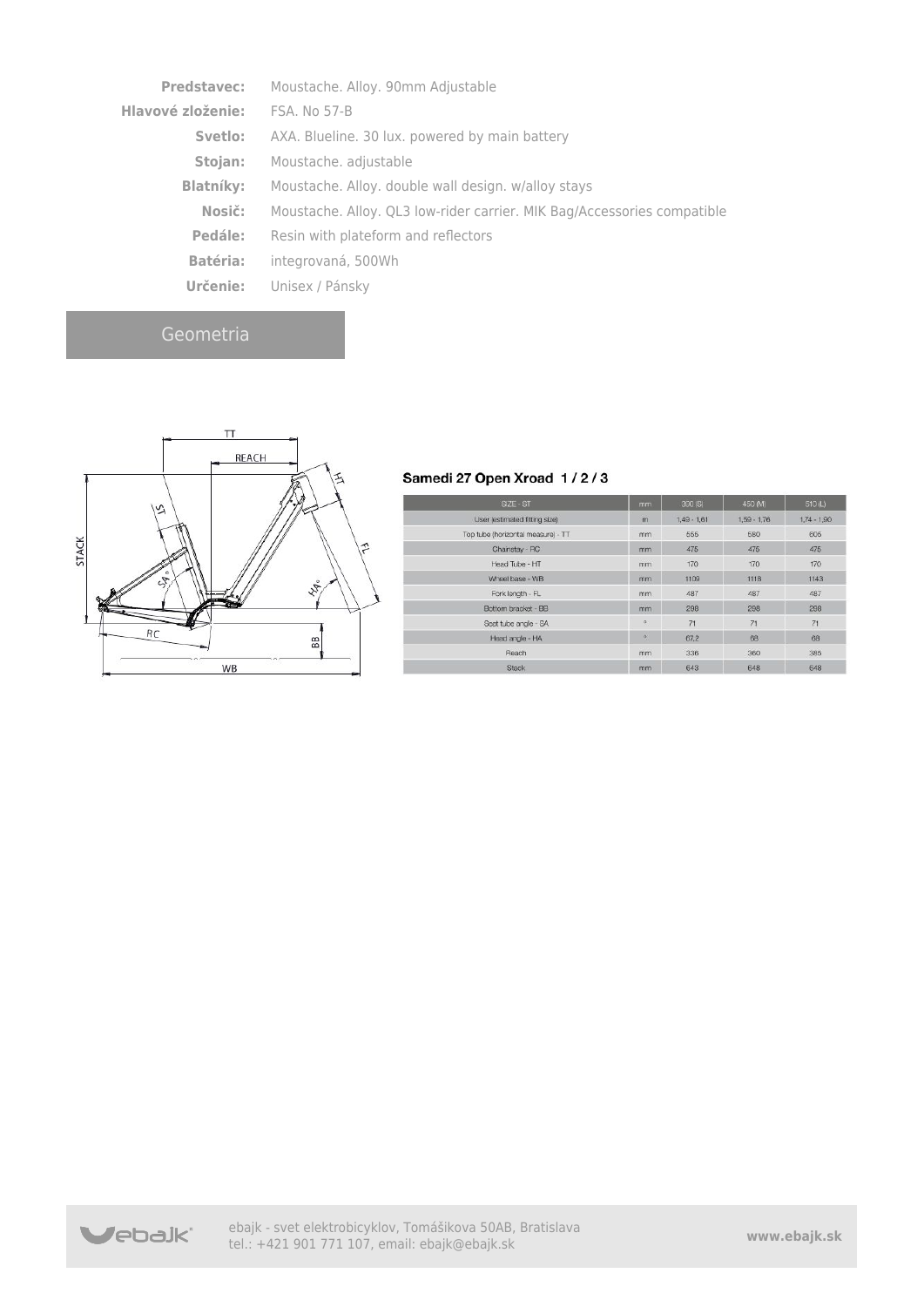| | |
|---|---|
| **Predstavec:** | Moustache. Alloy. 90mm Adjustable |
| **Hlavové zloženie:** | FSA. No 57-B |
| **Svetlo:** | AXA. Blueline. 30 lux. powered by main battery |
| **Stojan:** | Moustache. adjustable |
| **Blatníky:** | Moustache. Alloy. double wall design. w/alloy stays |
| **Nosič:** | Moustache. Alloy. QL3 low-rider carrier. MIK Bag/Accessories compatible |
| **Pedále:** | Resin with plateform and reflectors |
| **Batéria:** | integrovaná, 500Wh |
| **Určenie:** | Unisex / Pánsky |

## Geometria

TT
REACH
HT
ST
STACK
FL
SA°
HA°
RC
BB
WB

### Samedi 27 Open Xroad 1 / 2 / 3

| SIZE - ST | mm | 390 (S) | 450 (M) | 510 (L) |
|---|---|---|---|---|
| User (estimated fitting size) | m | 1,49 - 1,61 | 1,59 - 1,76 | 1,74 - 1,90 |
| Top tube (horizontal measure) - TT | mm | 555 | 580 | 605 |
| Chainstay - RC | mm | 475 | 475 | 475 |
| Head Tube - HT | mm | 170 | 170 | 170 |
| Wheel base - WB | mm | 1109 | 1118 | 1143 |
| Fork length - FL | mm | 487 | 487 | 487 |
| Bottom bracket - BB | mm | 298 | 298 | 298 |
| Seat tube angle - SA | ° | 71 | 71 | 71 |
| Head angle - HA | ° | 67,2 | 68 | 68 |
| Reach | mm | 336 | 360 | 385 |
| Stack | mm | 643 | 648 | 648 |